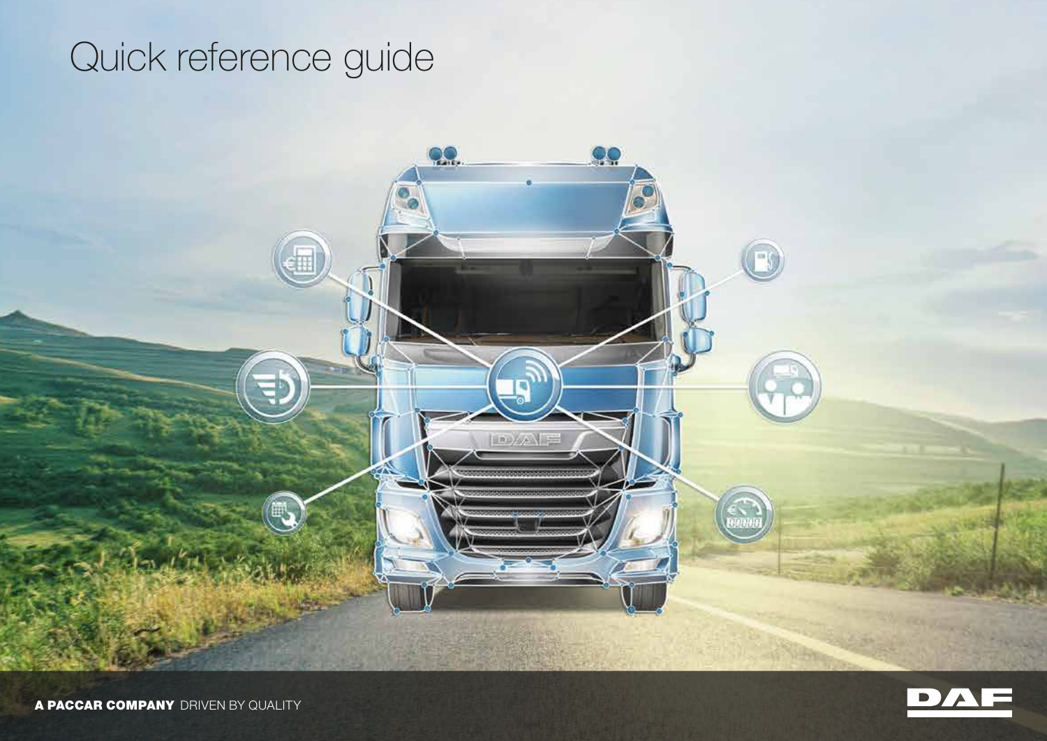# Quick reference guide

**A PACCAR COMPANY** DRIVEN BY QUALITY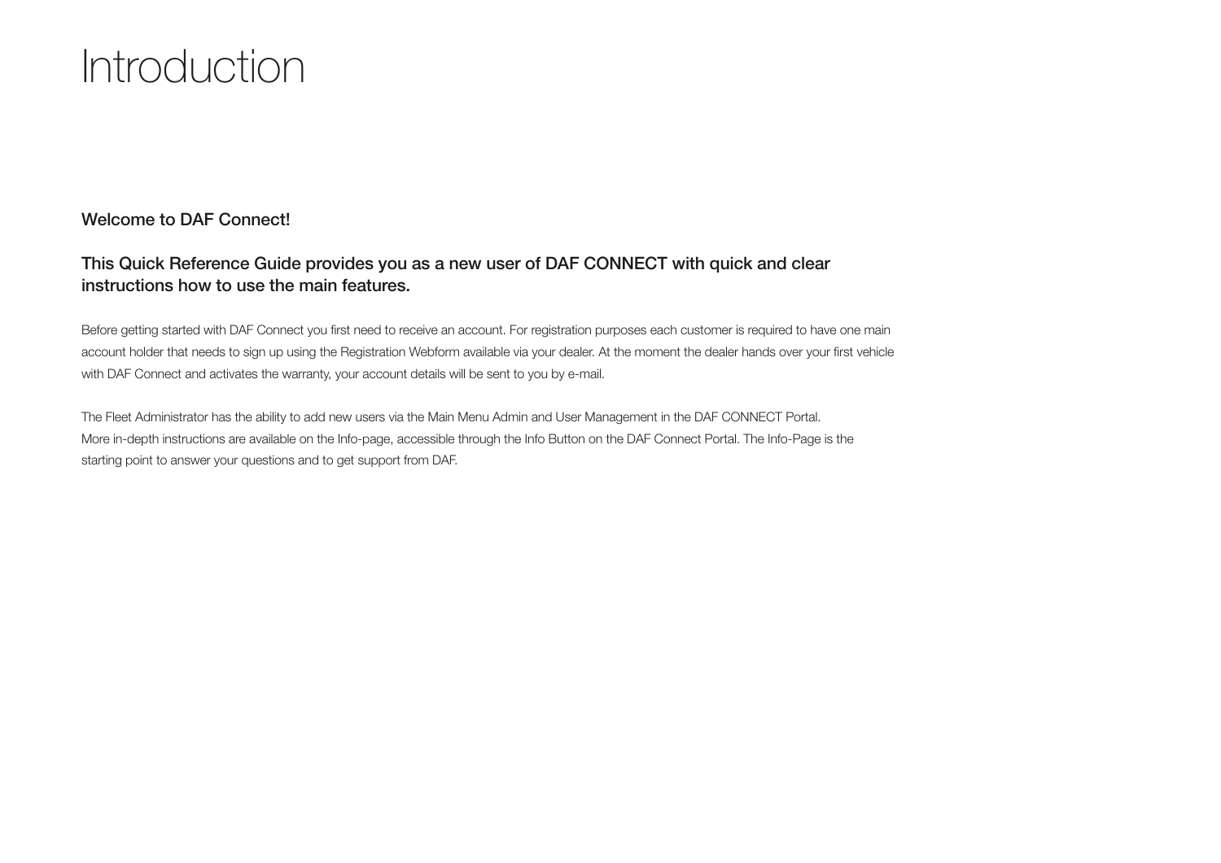# Introduction

**Welcome to DAF Connect!**

**This Quick Reference Guide provides you as a new user of DAF CONNECT with quick and clear instructions how to use the main features.**

Before getting started with DAF Connect you first need to receive an account. For registration purposes each customer is required to have one main account holder that needs to sign up using the Registration Webform available via your dealer. At the moment the dealer hands over your first vehicle with DAF Connect and activates the warranty, your account details will be sent to you by e-mail.

The Fleet Administrator has the ability to add new users via the Main Menu Admin and User Management in the DAF CONNECT Portal.
More in-depth instructions are available on the Info-page, accessible through the Info Button on the DAF Connect Portal. The Info-Page is the starting point to answer your questions and to get support from DAF.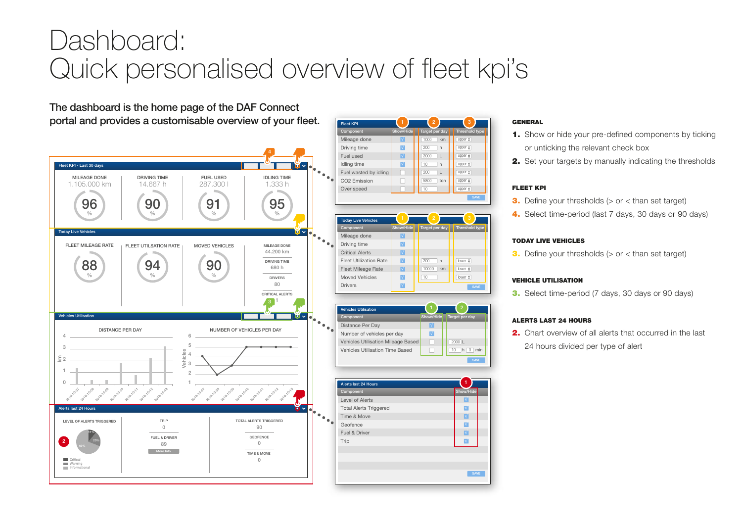# Dashboard:
# Quick personalised overview of fleet kpi's

**The dashboard is the home page of the DAF Connect portal and provides a customisable overview of your fleet.**

Fleet KPI - Last 30 days

| MILEAGE DONE | DRIVING TIME | FUEL USED | IDLING TIME |
|---|---|---|---|
| 1.105.000 km | 14.667 h | 287.300 l | 1.333 h |
| 96 % | 90 % | 91 % | 95 % |

Today Live Vehicles

| FLEET MILEAGE RATE | FLEET UTILSATION RATE | MOVED VEHICLES |
|---|---|---|
| 88 % | 94 % | 90 % |

MILEAGE DONE 44.200 km
DRIVING TIME 680 h
DRIVERS 80
CRITICAL ALERTS 1

Vehicles Utilisation

DISTANCE PER DAY

NUMBER OF VEHICLES PER DAY

Alerts last 24 Hours

LEVEL OF ALERTS TRIGGERED
Critical
Warning
Informational

TRIP 0
FUEL & DRIVER 89
More Info

TOTAL ALERTS TRIGGERED 90
GEOFENCE 0
TIME & MOVE 0

Fleet KPI

| Component | Show/Hide | Target per day | | Threshold type |
|---|---|---|---|---|
| Mileage done | V | 1000 | km | upper |
| Driving time | V | 200 | h | upper |
| Fuel used | V | 2000 | L | upper |
| Idling time | V | 10 | h | upper |
| Fuel wasted by idling | | 200 | L | upper |
| CO2 Emission | | 5800 | ton | upper |
| Over speed | | 10 | | upper |

SAVE

Today Live Vehicles

| Component | Show/Hide | Target per day | | Threshold type |
|---|---|---|---|---|
| Mileage done | V | | | |
| Driving time | V | | | |
| Critical Alerts | V | | | |
| Fleet Utilization Rate | V | 200 | h | lower |
| Fleet Mileage Rate | V | 10000 | km | lower |
| Moved Vehicles | V | 10 | | lower |
| Drivers | V | | | |

SAVE

Vehicles Utilisation

| Component | Show/Hide | Target per day |
|---|---|---|
| Distance Per Day | V | |
| Number of vehicles per day | V | |
| Vehicles Utilisation Mileage Based | | 2000 L |
| Vehicles Utilisation Time Based | | 10 h 0 min |

SAVE

Alerts last 24 Hours

| Component | Show/Hide |
|---|---|
| Level of Alerts | V |
| Total Alerts Triggered | V |
| Time & Move | V |
| Geofence | V |
| Fuel & Driver | V |
| Trip | V |

SAVE

**GENERAL**

1. Show or hide your pre-defined components by ticking or unticking the relevant check box
2. Set your targets by manually indicating the thresholds

**FLEET KPI**

3. Define your thresholds (> or < than set target)
4. Select time-period (last 7 days, 30 days or 90 days)

**TODAY LIVE VEHICLES**

3. Define your thresholds (> or < than set target)

**VEHICLE UTILISATION**

3. Select time-period (7 days, 30 days or 90 days)

**ALERTS LAST 24 HOURS**

2. Chart overview of all alerts that occurred in the last 24 hours divided per type of alert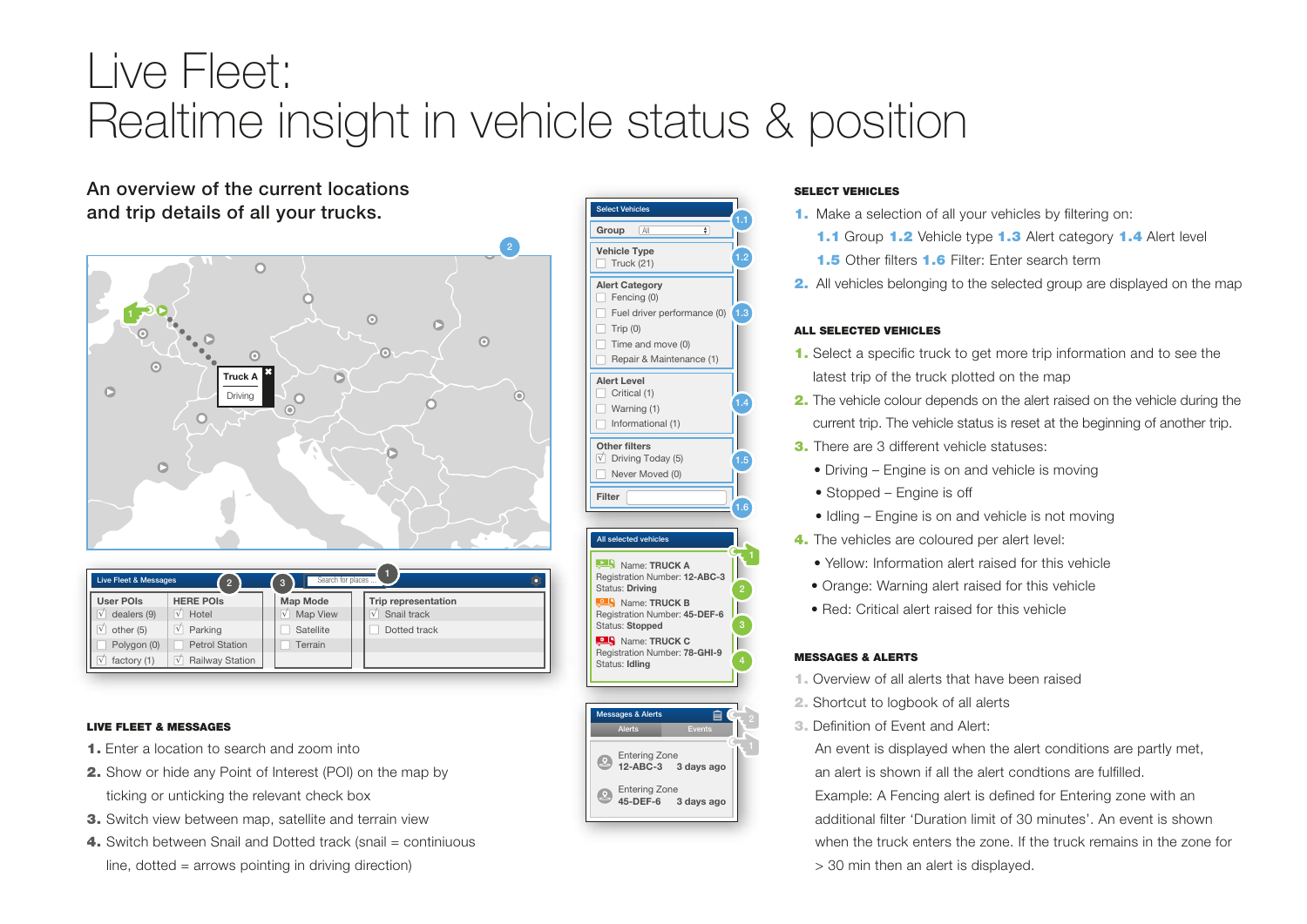# Live Fleet:
# Realtime insight in vehicle status & position

**An overview of the current locations and trip details of all your trucks.**

### LIVE FLEET & MESSAGES

1. Enter a location to search and zoom into
2. Show or hide any Point of Interest (POI) on the map by ticking or unticking the relevant check box
3. Switch view between map, satellite and terrain view
4. Switch between Snail and Dotted track (snail = continiuous line, dotted = arrows pointing in driving direction)

### SELECT VEHICLES

1. Make a selection of all your vehicles by filtering on:
   **1.1** Group **1.2** Vehicle type **1.3** Alert category **1.4** Alert level
   **1.5** Other filters **1.6** Filter: Enter search term
2. All vehicles belonging to the selected group are displayed on the map

### ALL SELECTED VEHICLES

1. Select a specific truck to get more trip information and to see the latest trip of the truck plotted on the map
2. The vehicle colour depends on the alert raised on the vehicle during the current trip. The vehicle status is reset at the beginning of another trip.
3. There are 3 different vehicle statuses:
   - Driving – Engine is on and vehicle is moving
   - Stopped – Engine is off
   - Idling – Engine is on and vehicle is not moving
4. The vehicles are coloured per alert level:
   - Yellow: Information alert raised for this vehicle
   - Orange: Warning alert raised for this vehicle
   - Red: Critical alert raised for this vehicle

### MESSAGES & ALERTS

1. Overview of all alerts that have been raised
2. Shortcut to logbook of all alerts
3. Definition of Event and Alert:
   An event is displayed when the alert conditions are partly met, an alert is shown if all the alert condtions are fulfilled.
   Example: A Fencing alert is defined for Entering zone with an additional filter 'Duration limit of 30 minutes'. An event is shown when the truck enters the zone. If the truck remains in the zone for > 30 min then an alert is displayed.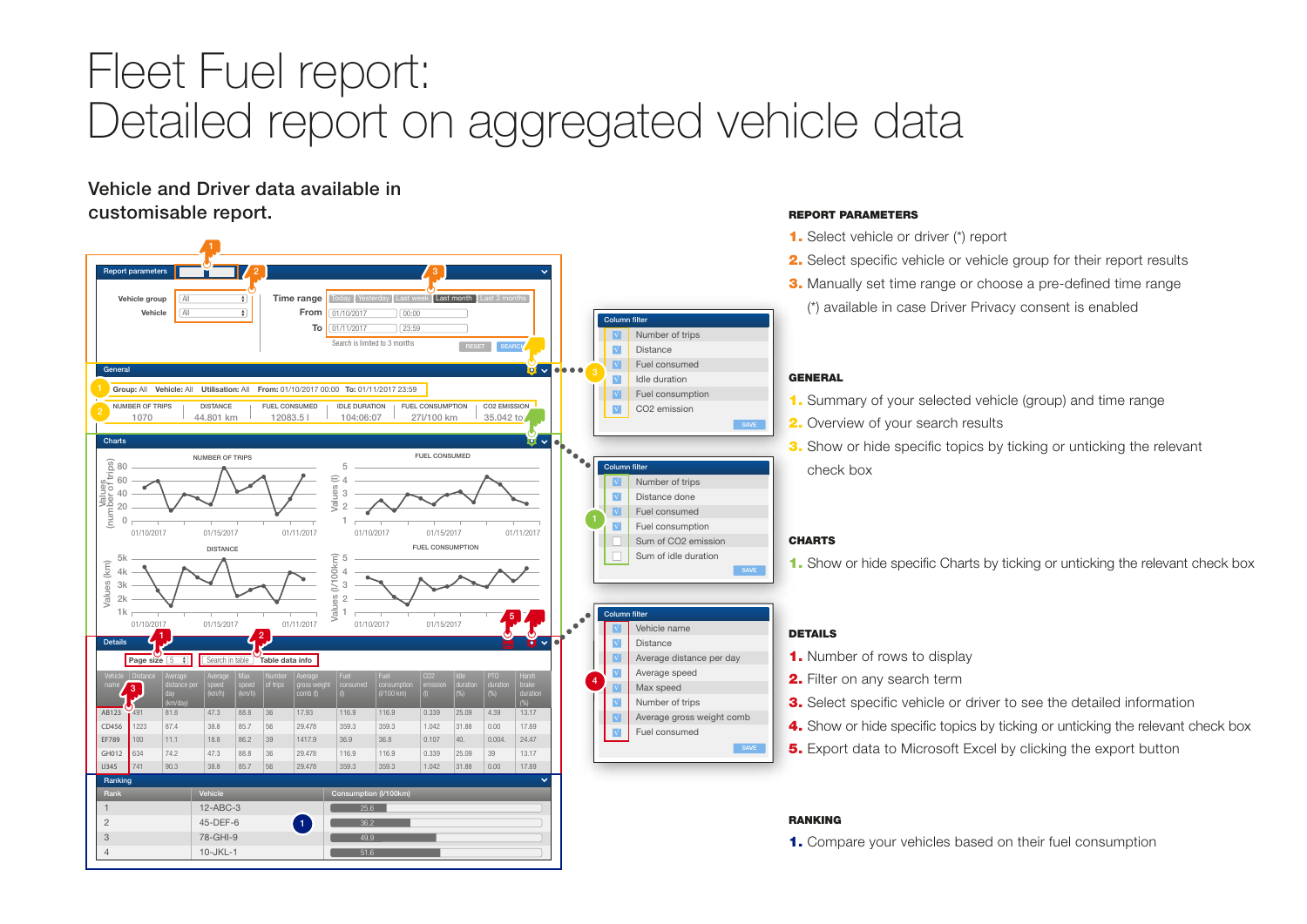# Fleet Fuel report:
# Detailed report on aggregated vehicle data

**Vehicle and Driver data available in customisable report.**

Report parameters

Vehicle group: All
Vehicle: All

Time range: Today | Yesterday | Last week | Last month | Last 3 months
From: 01/10/2017 00:00
To: 01/11/2017 23:59

Search is limited to 3 months

RESET | SEARCH

General

Group: All Vehicle: All Utilisation: All From: 01/10/2017 00:00 To: 01/11/2017 23:59

| NUMBER OF TRIPS | DISTANCE | FUEL CONSUMED | IDLE DURATION | FUEL CONSUMPTION | CO2 EMISSION |
|---|---|---|---|---|---|
| 1070 | 44.801 km | 12083.5 l | 104:06:07 | 27l/100 km | 35.042 to |

Charts

NUMBER OF TRIPS — FUEL CONSUMED — DISTANCE — FUEL CONSUMPTION

Details

Page size: 5 | Search in table | Table data info

| Vehicle name | Distance | Average distance per day (km/day) | Average speed (km/h) | Max speed (km/h) | Number of trips | Average gross weight comb (t) | Fuel consumed (l) | Fuel consumption (l/100 km) | CO2 emission (t) | Idle duration (%) | PTO duration (%) | Harsh brake duration (%) |
|---|---|---|---|---|---|---|---|---|---|---|---|---|
| AB123 | 491 | 81.8 | 47.3 | 88.8 | 36 | 17.93 | 116.9 | 116.9 | 0.339 | 25.09 | 4.39 | 13.17 |
| CD456 | 1223 | 87.4 | 38.8 | 85.7 | 56 | 29.478 | 359.3 | 359.3 | 1.042 | 31.88 | 0.00 | 17.89 |
| EF789 | 100 | 11.1 | 18.8 | 86.2 | 39 | 1417.9 | 36.9 | 36.8 | 0.107 | 40. | 0.004. | 24.47 |
| GH012 | 634 | 74.2 | 47.3 | 88.8 | 36 | 29.478 | 116.9 | 116.9 | 0.339 | 25.09 | 39 | 13.17 |
| IJ345 | 741 | 90.3 | 38.8 | 85.7 | 56 | 29.478 | 359.3 | 359.3 | 1.042 | 31.88 | 0.00 | 17.89 |

Ranking

| Rank | Vehicle | Consumption (l/100km) |
|---|---|---|
| 1 | 12-ABC-3 | 25.6 |
| 2 | 45-DEF-6 | 36.2 |
| 3 | 78-GHI-9 | 49.9 |
| 4 | 10-JKL-1 | 51.6 |

Column filter
- Number of trips
- Distance
- Fuel consumed
- Idle duration
- Fuel consumption
- CO2 emission

SAVE

Column filter
- Number of trips
- Distance done
- Fuel consumed
- Fuel consumption
- Sum of CO2 emission
- Sum of idle duration

SAVE

Column filter
- Vehicle name
- Distance
- Average distance per day
- Average speed
- Max speed
- Number of trips
- Average gross weight comb
- Fuel consumed

SAVE

### REPORT PARAMETERS

1. Select vehicle or driver (*) report
2. Select specific vehicle or vehicle group for their report results
3. Manually set time range or choose a pre-defined time range

(*) available in case Driver Privacy consent is enabled

### GENERAL

1. Summary of your selected vehicle (group) and time range
2. Overview of your search results
3. Show or hide specific topics by ticking or unticking the relevant check box

### CHARTS

1. Show or hide specific Charts by ticking or unticking the relevant check box

### DETAILS

1. Number of rows to display
2. Filter on any search term
3. Select specific vehicle or driver to see the detailed information
4. Show or hide specific topics by ticking or unticking the relevant check box
5. Export data to Microsoft Excel by clicking the export button

### RANKING

1. Compare your vehicles based on their fuel consumption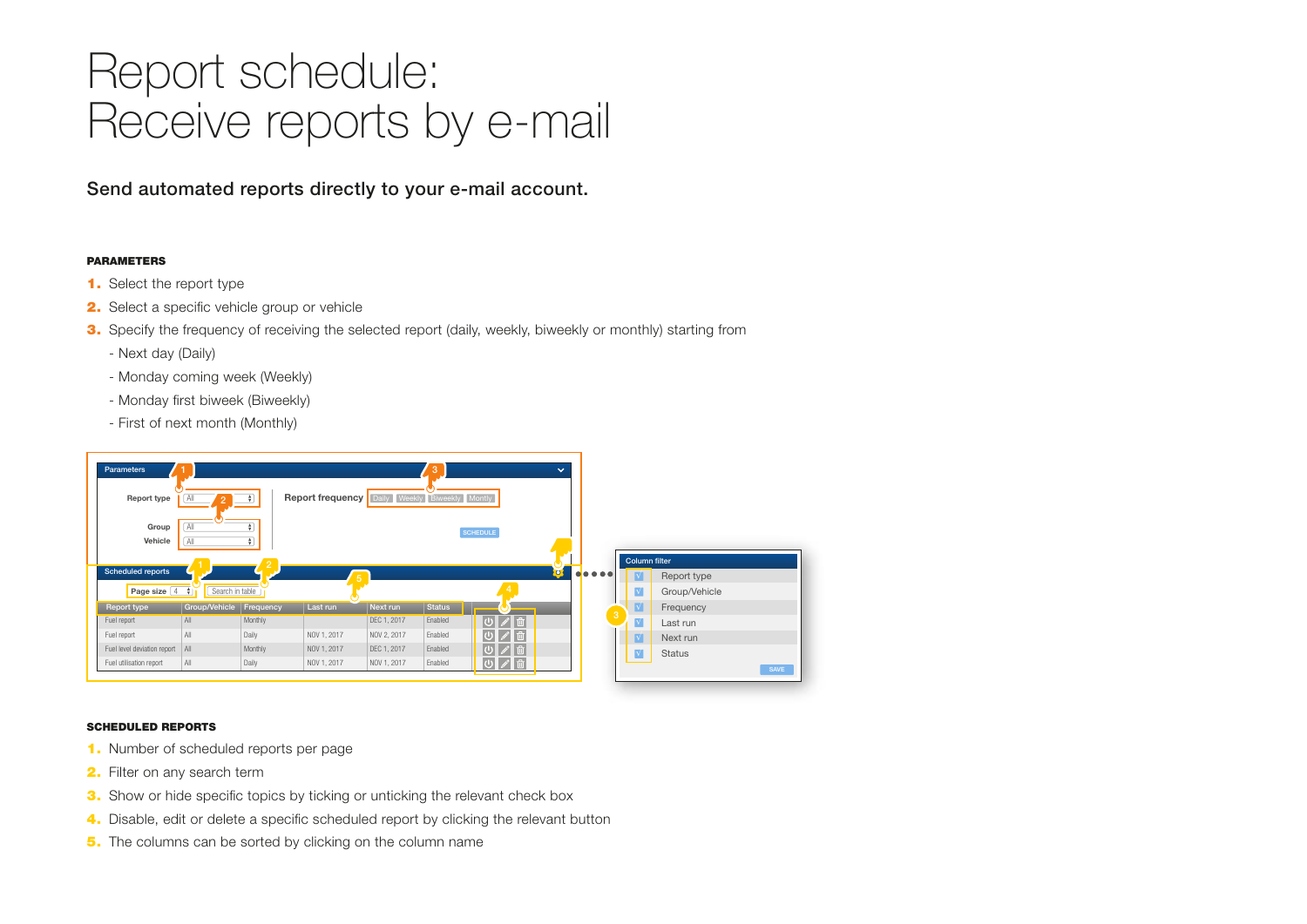# Report schedule: Receive reports by e-mail

## Send automated reports directly to your e-mail account.

**PARAMETERS**

1. Select the report type
2. Select a specific vehicle group or vehicle
3. Specify the frequency of receiving the selected report (daily, weekly, biweekly or monthly) starting from
   - Next day (Daily)
   - Monday coming week (Weekly)
   - Monday first biweek (Biweekly)
   - First of next month (Monthly)

**SCHEDULED REPORTS**

1. Number of scheduled reports per page
2. Filter on any search term
3. Show or hide specific topics by ticking or unticking the relevant check box
4. Disable, edit or delete a specific scheduled report by clicking the relevant button
5. The columns can be sorted by clicking on the column name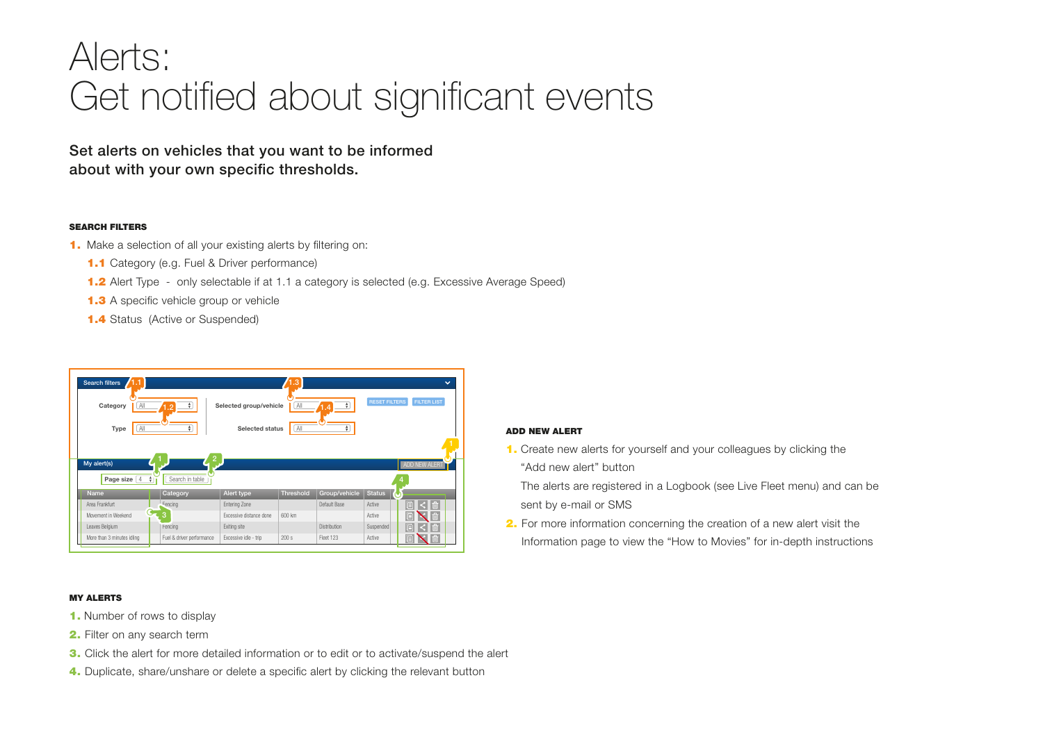# Alerts:
# Get notified about significant events

**Set alerts on vehicles that you want to be informed about with your own specific thresholds.**

#### SEARCH FILTERS

**1.** Make a selection of all your existing alerts by filtering on:

- **1.1** Category (e.g. Fuel & Driver performance)
- **1.2** Alert Type - only selectable if at 1.1 a category is selected (e.g. Excessive Average Speed)
- **1.3** A specific vehicle group or vehicle
- **1.4** Status (Active or Suspended)

#### ADD NEW ALERT

**1.** Create new alerts for yourself and your colleagues by clicking the "Add new alert" button

The alerts are registered in a Logbook (see Live Fleet menu) and can be sent by e-mail or SMS

**2.** For more information concerning the creation of a new alert visit the Information page to view the "How to Movies" for in-depth instructions

#### MY ALERTS

**1.** Number of rows to display

**2.** Filter on any search term

**3.** Click the alert for more detailed information or to edit or to activate/suspend the alert

**4.** Duplicate, share/unshare or delete a specific alert by clicking the relevant button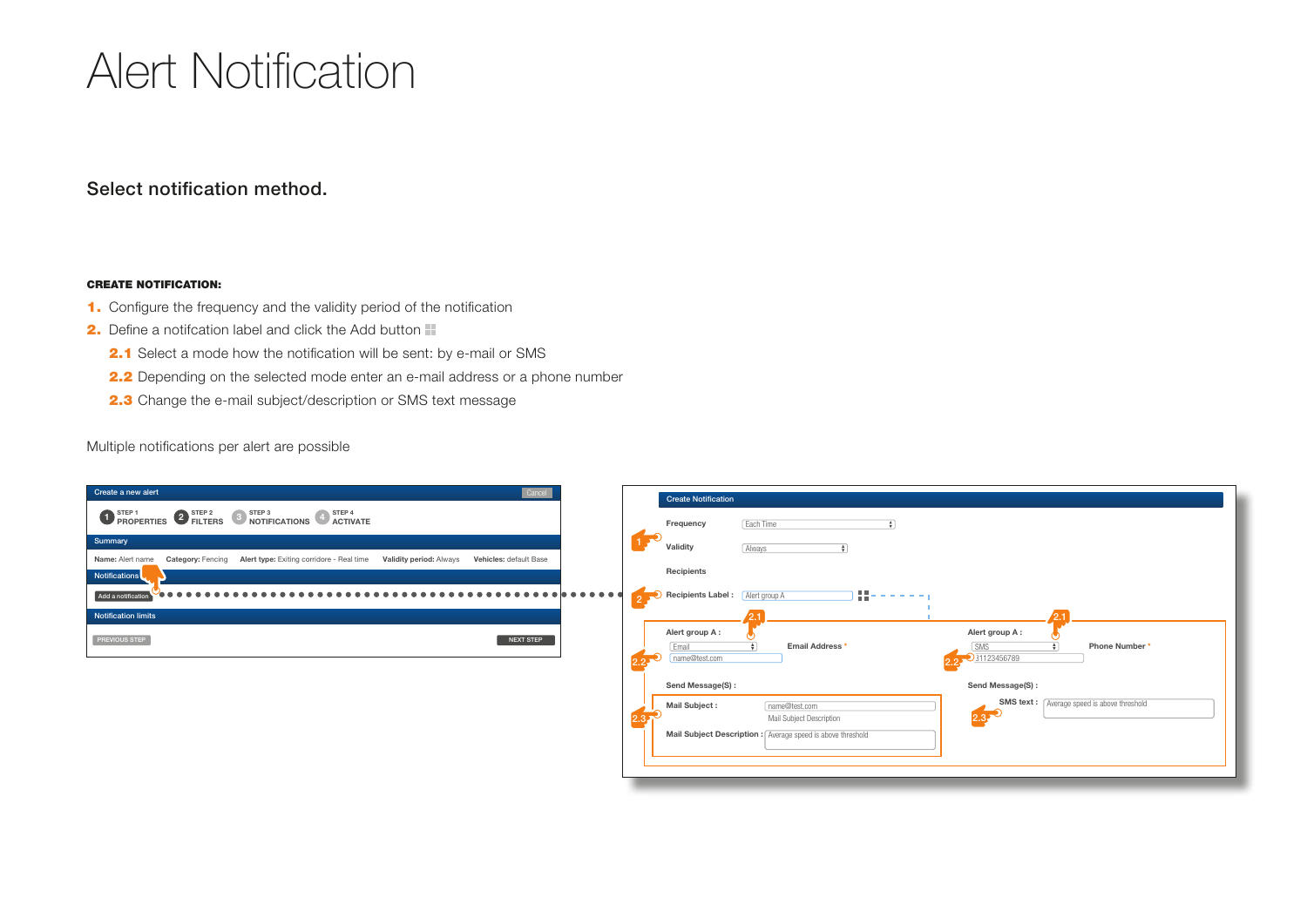# Alert Notification

## Select notification method.

**CREATE NOTIFICATION:**

1. Configure the frequency and the validity period of the notification
2. Define a notifcation label and click the Add button
   - **2.1** Select a mode how the notification will be sent: by e-mail or SMS
   - **2.2** Depending on the selected mode enter an e-mail address or a phone number
   - **2.3** Change the e-mail subject/description or SMS text message

Multiple notifications per alert are possible

Create a new alert | Cancel

STEP 1 PROPERTIES | STEP 2 FILTERS | STEP 3 NOTIFICATIONS | STEP 4 ACTIVATE

Summary

Name: Alert name | Category: Fencing | Alert type: Exiting corridore - Real time | Validity period: Always | Vehicles: default Base

Notifications

Add a notification

Notification limits

PREVIOUS STEP | NEXT STEP

Create Notification

Frequency: Each Time

Validity: Always

Recipients

Recipients Label: Alert group A

Alert group A: Email — Email Address *: name@test.com

Send Message(S):

Mail Subject: name@test.com — Mail Subject Description

Mail Subject Description: Average speed is above threshold

Alert group A: SMS — Phone Number *: 31123456789

Send Message(S):

SMS text: Average speed is above threshold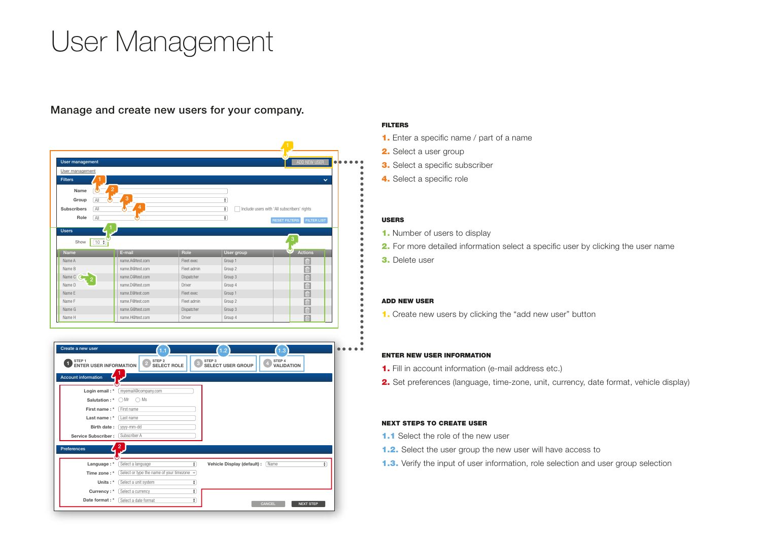# User Management

Manage and create new users for your company.

**FILTERS**

1. Enter a specific name / part of a name
2. Select a user group
3. Select a specific subscriber
4. Select a specific role

**USERS**

1. Number of users to display
2. For more detailed information select a specific user by clicking the user name
3. Delete user

**ADD NEW USER**

1. Create new users by clicking the “add new user” button

**ENTER NEW USER INFORMATION**

1. Fill in account information (e-mail address etc.)
2. Set preferences (language, time-zone, unit, currency, date format, vehicle display)

**NEXT STEPS TO CREATE USER**

1.1 Select the role of the new user

1.2. Select the user group the new user will have access to

1.3. Verify the input of user information, role selection and user group selection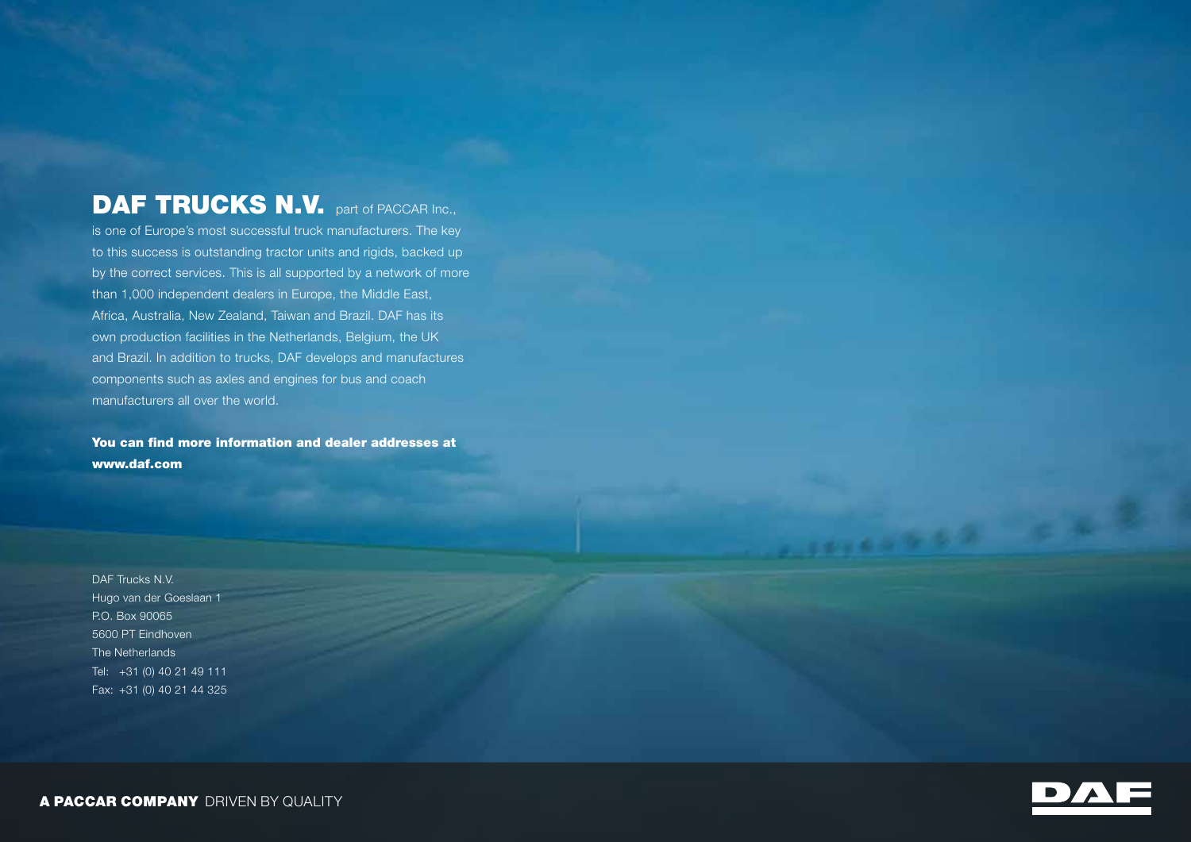**DAF TRUCKS N.V.** part of PACCAR Inc., is one of Europe's most successful truck manufacturers. The key to this success is outstanding tractor units and rigids, backed up by the correct services. This is all supported by a network of more than 1,000 independent dealers in Europe, the Middle East, Africa, Australia, New Zealand, Taiwan and Brazil. DAF has its own production facilities in the Netherlands, Belgium, the UK and Brazil. In addition to trucks, DAF develops and manufactures components such as axles and engines for bus and coach manufacturers all over the world.

**You can find more information and dealer addresses at www.daf.com**

DAF Trucks N.V.
Hugo van der Goeslaan 1
P.O. Box 90065
5600 PT Eindhoven
The Netherlands
Tel: +31 (0) 40 21 49 111
Fax: +31 (0) 40 21 44 325

**A PACCAR COMPANY** DRIVEN BY QUALITY

DAF